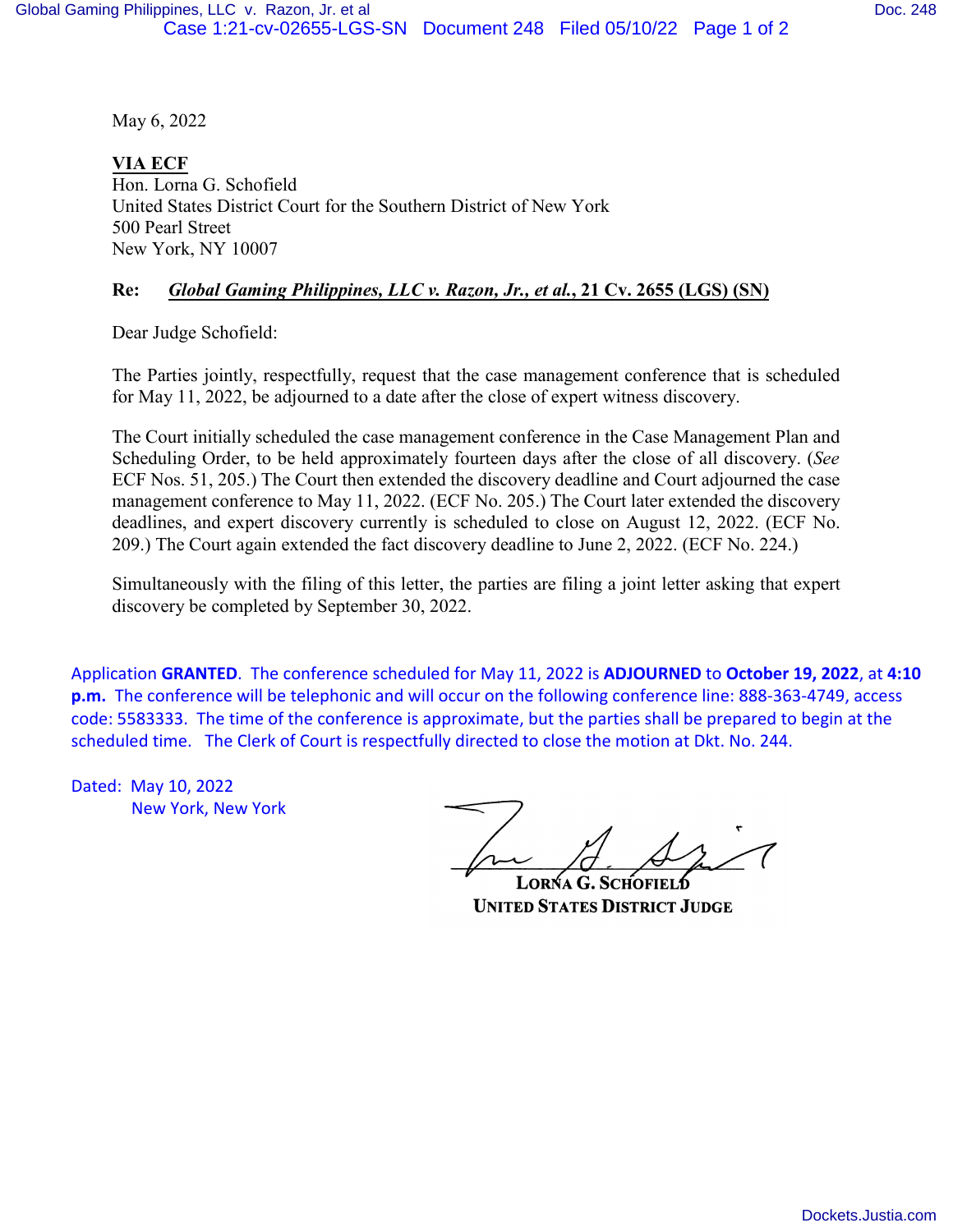May 6, 2022

**VIA ECF**
Hon. Lorna G. Schofield
United States District Court for the Southern District of New York
500 Pearl Street
New York, NY 10007

**Re: *Global Gaming Philippines, LLC v. Razon, Jr., et al.*, 21 Cv. 2655 (LGS) (SN)**

Dear Judge Schofield:

The Parties jointly, respectfully, request that the case management conference that is scheduled for May 11, 2022, be adjourned to a date after the close of expert witness discovery.

The Court initially scheduled the case management conference in the Case Management Plan and Scheduling Order, to be held approximately fourteen days after the close of all discovery. (*See* ECF Nos. 51, 205.) The Court then extended the discovery deadline and Court adjourned the case management conference to May 11, 2022. (ECF No. 205.) The Court later extended the discovery deadlines, and expert discovery currently is scheduled to close on August 12, 2022. (ECF No. 209.) The Court again extended the fact discovery deadline to June 2, 2022. (ECF No. 224.)

Simultaneously with the filing of this letter, the parties are filing a joint letter asking that expert discovery be completed by September 30, 2022.

Application **GRANTED**. The conference scheduled for May 11, 2022 is **ADJOURNED** to **October 19, 2022**, at **4:10 p.m.** The conference will be telephonic and will occur on the following conference line: 888-363-4749, access code: 5583333. The time of the conference is approximate, but the parties shall be prepared to begin at the scheduled time. The Clerk of Court is respectfully directed to close the motion at Dkt. No. 244.

Dated: May 10, 2022
New York, New York

LORNA G. SCHOFIELD
UNITED STATES DISTRICT JUDGE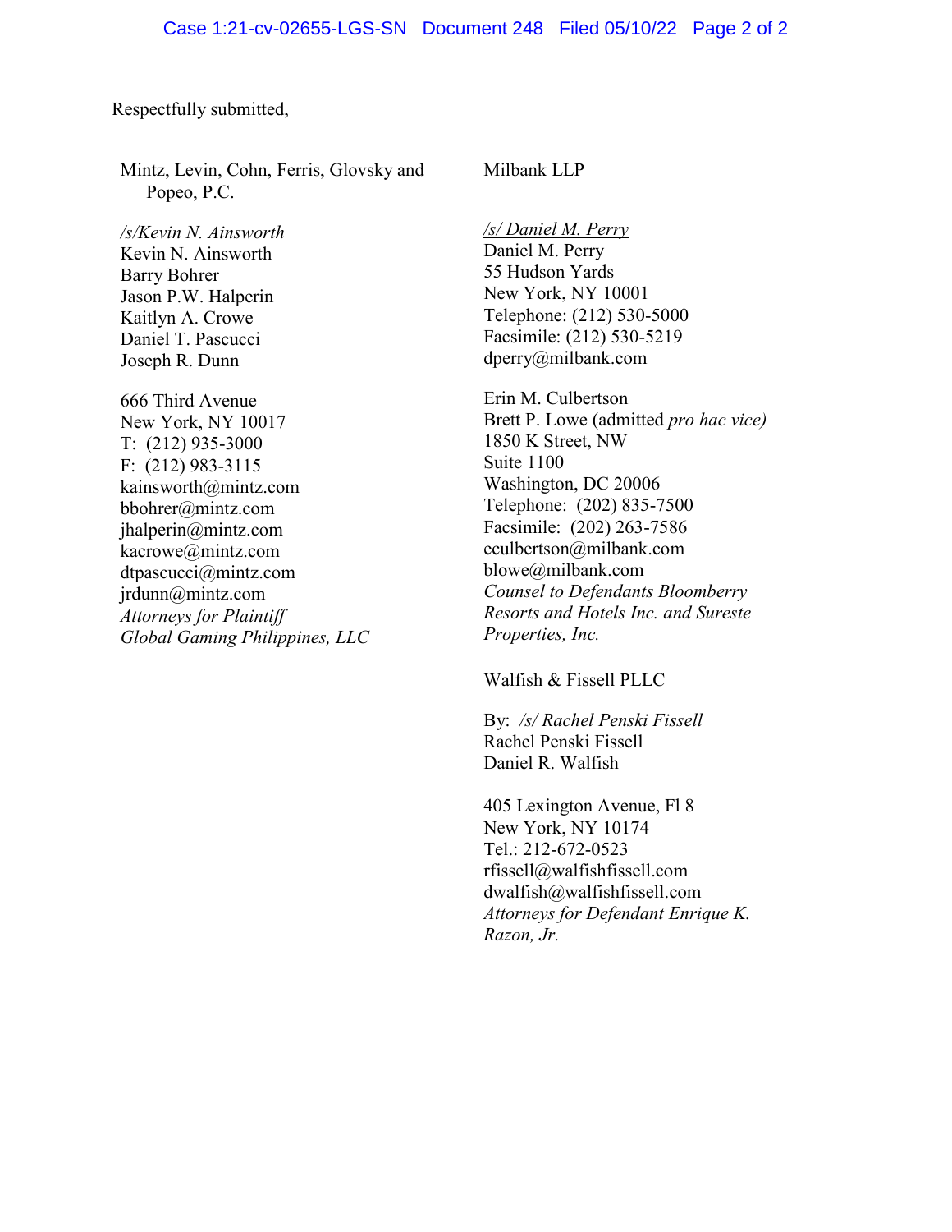Respectfully submitted,

Mintz, Levin, Cohn, Ferris, Glovsky and Popeo, P.C.

*/s/Kevin N. Ainsworth*
Kevin N. Ainsworth
Barry Bohrer
Jason P.W. Halperin
Kaitlyn A. Crowe
Daniel T. Pascucci
Joseph R. Dunn

666 Third Avenue
New York, NY 10017
T: (212) 935-3000
F: (212) 983-3115
kainsworth@mintz.com
bbohrer@mintz.com
jhalperin@mintz.com
kacrowe@mintz.com
dtpascucci@mintz.com
jrdunn@mintz.com
*Attorneys for Plaintiff Global Gaming Philippines, LLC*

Milbank LLP

*/s/ Daniel M. Perry*
Daniel M. Perry
55 Hudson Yards
New York, NY 10001
Telephone: (212) 530-5000
Facsimile: (212) 530-5219
dperry@milbank.com

Erin M. Culbertson
Brett P. Lowe (admitted *pro hac vice)*
1850 K Street, NW
Suite 1100
Washington, DC 20006
Telephone: (202) 835-7500
Facsimile: (202) 263-7586
eculbertson@milbank.com
blowe@milbank.com
*Counsel to Defendants Bloomberry Resorts and Hotels Inc. and Sureste Properties, Inc.*

Walfish & Fissell PLLC

By: */s/ Rachel Penski Fissell*
Rachel Penski Fissell
Daniel R. Walfish

405 Lexington Avenue, Fl 8
New York, NY 10174
Tel.: 212-672-0523
rfissell@walfishfissell.com
dwalfish@walfishfissell.com
*Attorneys for Defendant Enrique K. Razon, Jr.*